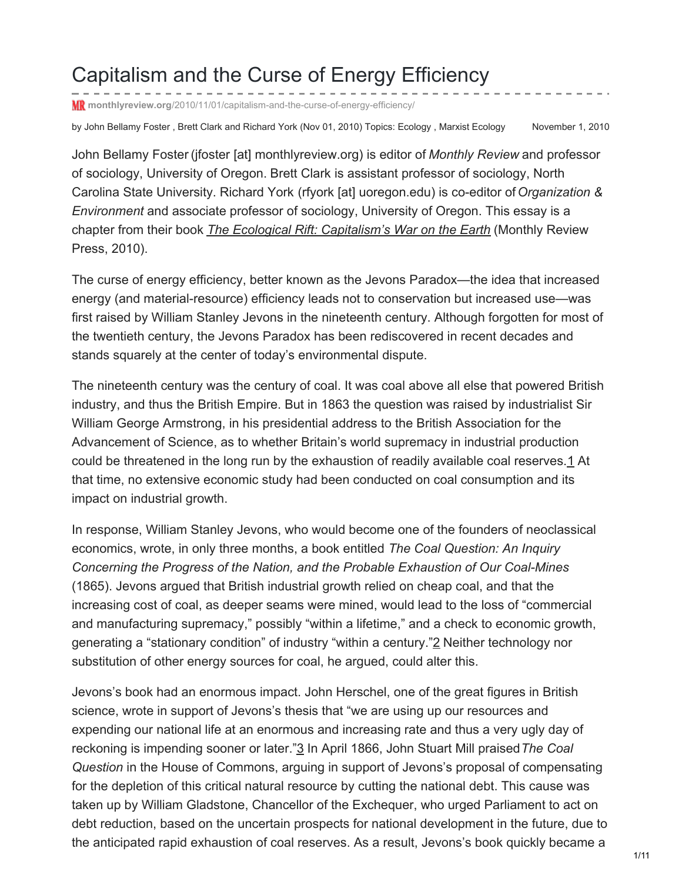# Capitalism and the Curse of Energy Efficiency

monthlyreview.org/2010/11/01/capitalism-and-the-curse-of-energy-efficiency/

by John Bellamy Foster , Brett Clark and Richard York (Nov 01, 2010) Topics: Ecology , Marxist Ecology November 1, 2010

John Bellamy Foster (jfoster [at] monthlyreview.org) is editor of *Monthly Review* and professor of sociology, University of Oregon. Brett Clark is assistant professor of sociology, North Carolina State University. Richard York (rfyork [at] uoregon.edu) is co-editor of *Organization & Environment* and associate professor of sociology, University of Oregon. This essay is a chapter from their book *The Ecological Rift: Capitalism's War on the Earth* (Monthly Review Press, 2010).

The curse of energy efficiency, better known as the Jevons Paradox—the idea that increased energy (and material-resource) efficiency leads not to conservation but increased use—was first raised by William Stanley Jevons in the nineteenth century. Although forgotten for most of the twentieth century, the Jevons Paradox has been rediscovered in recent decades and stands squarely at the center of today's environmental dispute.

The nineteenth century was the century of coal. It was coal above all else that powered British industry, and thus the British Empire. But in 1863 the question was raised by industrialist Sir William George Armstrong, in his presidential address to the British Association for the Advancement of Science, as to whether Britain's world supremacy in industrial production could be threatened in the long run by the exhaustion of readily available coal reserves.[1] At that time, no extensive economic study had been conducted on coal consumption and its impact on industrial growth.

In response, William Stanley Jevons, who would become one of the founders of neoclassical economics, wrote, in only three months, a book entitled *The Coal Question: An Inquiry Concerning the Progress of the Nation, and the Probable Exhaustion of Our Coal-Mines* (1865). Jevons argued that British industrial growth relied on cheap coal, and that the increasing cost of coal, as deeper seams were mined, would lead to the loss of "commercial and manufacturing supremacy," possibly "within a lifetime," and a check to economic growth, generating a "stationary condition" of industry "within a century."[2] Neither technology nor substitution of other energy sources for coal, he argued, could alter this.

Jevons's book had an enormous impact. John Herschel, one of the great figures in British science, wrote in support of Jevons's thesis that "we are using up our resources and expending our national life at an enormous and increasing rate and thus a very ugly day of reckoning is impending sooner or later."[3] In April 1866, John Stuart Mill praised *The Coal Question* in the House of Commons, arguing in support of Jevons's proposal of compensating for the depletion of this critical natural resource by cutting the national debt. This cause was taken up by William Gladstone, Chancellor of the Exchequer, who urged Parliament to act on debt reduction, based on the uncertain prospects for national development in the future, due to the anticipated rapid exhaustion of coal reserves. As a result, Jevons's book quickly became a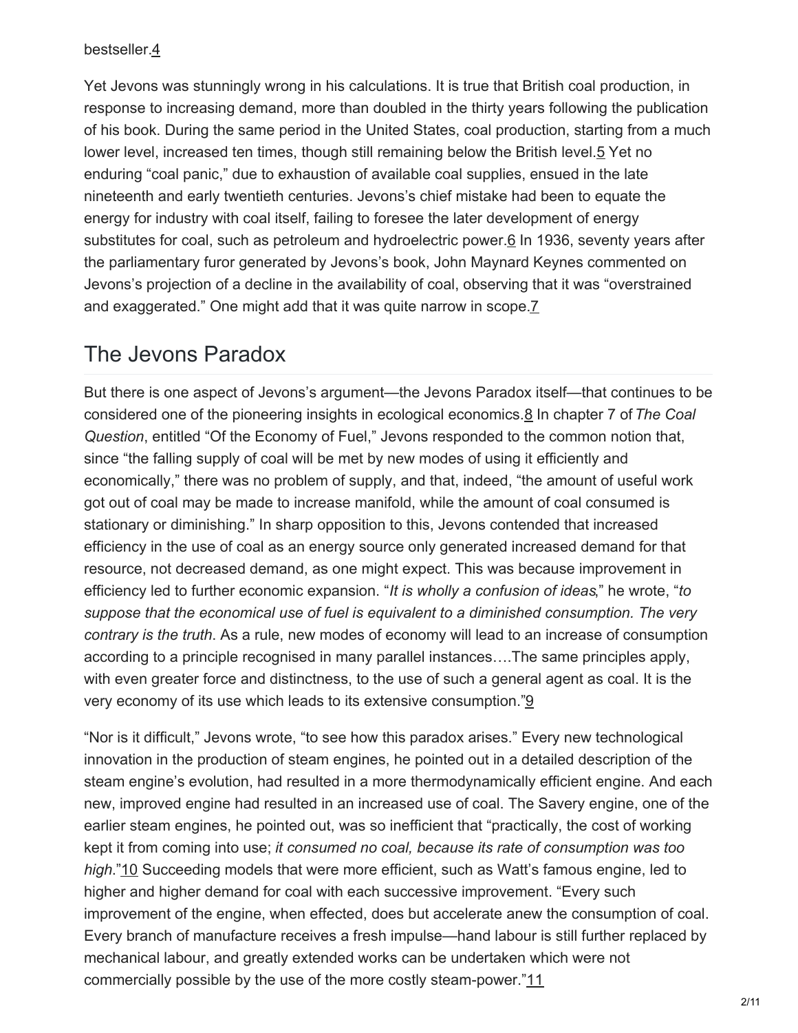bestseller.[4]

Yet Jevons was stunningly wrong in his calculations. It is true that British coal production, in response to increasing demand, more than doubled in the thirty years following the publication of his book. During the same period in the United States, coal production, starting from a much lower level, increased ten times, though still remaining below the British level.[5] Yet no enduring "coal panic," due to exhaustion of available coal supplies, ensued in the late nineteenth and early twentieth centuries. Jevons's chief mistake had been to equate the energy for industry with coal itself, failing to foresee the later development of energy substitutes for coal, such as petroleum and hydroelectric power.[6] In 1936, seventy years after the parliamentary furor generated by Jevons's book, John Maynard Keynes commented on Jevons's projection of a decline in the availability of coal, observing that it was "overstrained and exaggerated." One might add that it was quite narrow in scope.[7]

## The Jevons Paradox

But there is one aspect of Jevons's argument—the Jevons Paradox itself—that continues to be considered one of the pioneering insights in ecological economics.[8] In chapter 7 of *The Coal Question*, entitled "Of the Economy of Fuel," Jevons responded to the common notion that, since "the falling supply of coal will be met by new modes of using it efficiently and economically," there was no problem of supply, and that, indeed, "the amount of useful work got out of coal may be made to increase manifold, while the amount of coal consumed is stationary or diminishing." In sharp opposition to this, Jevons contended that increased efficiency in the use of coal as an energy source only generated increased demand for that resource, not decreased demand, as one might expect. This was because improvement in efficiency led to further economic expansion. "*It is wholly a confusion of ideas*," he wrote, "*to suppose that the economical use of fuel is equivalent to a diminished consumption. The very contrary is the truth*. As a rule, new modes of economy will lead to an increase of consumption according to a principle recognised in many parallel instances….The same principles apply, with even greater force and distinctness, to the use of such a general agent as coal. It is the very economy of its use which leads to its extensive consumption."[9]

"Nor is it difficult," Jevons wrote, "to see how this paradox arises." Every new technological innovation in the production of steam engines, he pointed out in a detailed description of the steam engine's evolution, had resulted in a more thermodynamically efficient engine. And each new, improved engine had resulted in an increased use of coal. The Savery engine, one of the earlier steam engines, he pointed out, was so inefficient that "practically, the cost of working kept it from coming into use; *it consumed no coal, because its rate of consumption was too high*."[10] Succeeding models that were more efficient, such as Watt's famous engine, led to higher and higher demand for coal with each successive improvement. "Every such improvement of the engine, when effected, does but accelerate anew the consumption of coal. Every branch of manufacture receives a fresh impulse—hand labour is still further replaced by mechanical labour, and greatly extended works can be undertaken which were not commercially possible by the use of the more costly steam-power."[11]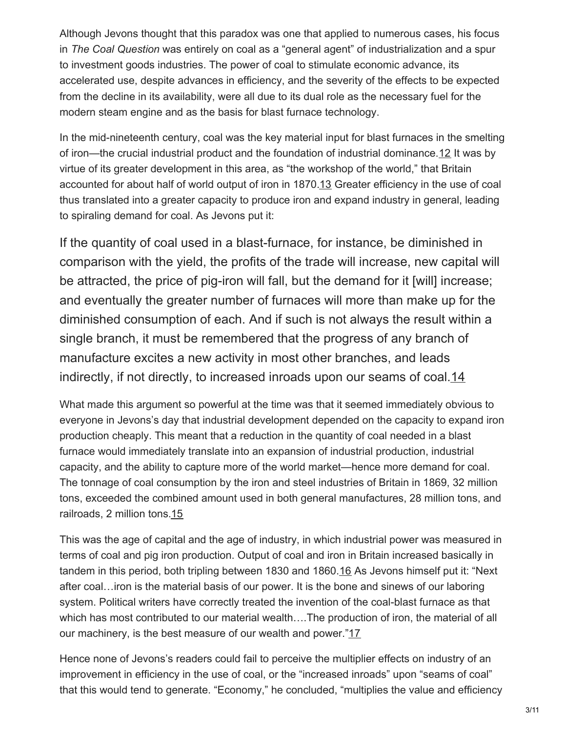Although Jevons thought that this paradox was one that applied to numerous cases, his focus in *The Coal Question* was entirely on coal as a "general agent" of industrialization and a spur to investment goods industries. The power of coal to stimulate economic advance, its accelerated use, despite advances in efficiency, and the severity of the effects to be expected from the decline in its availability, were all due to its dual role as the necessary fuel for the modern steam engine and as the basis for blast furnace technology.

In the mid-nineteenth century, coal was the key material input for blast furnaces in the smelting of iron—the crucial industrial product and the foundation of industrial dominance.[12] It was by virtue of its greater development in this area, as "the workshop of the world," that Britain accounted for about half of world output of iron in 1870.[13] Greater efficiency in the use of coal thus translated into a greater capacity to produce iron and expand industry in general, leading to spiraling demand for coal. As Jevons put it:

> If the quantity of coal used in a blast-furnace, for instance, be diminished in comparison with the yield, the profits of the trade will increase, new capital will be attracted, the price of pig-iron will fall, but the demand for it [will] increase; and eventually the greater number of furnaces will more than make up for the diminished consumption of each. And if such is not always the result within a single branch, it must be remembered that the progress of any branch of manufacture excites a new activity in most other branches, and leads indirectly, if not directly, to increased inroads upon our seams of coal.[14]

What made this argument so powerful at the time was that it seemed immediately obvious to everyone in Jevons's day that industrial development depended on the capacity to expand iron production cheaply. This meant that a reduction in the quantity of coal needed in a blast furnace would immediately translate into an expansion of industrial production, industrial capacity, and the ability to capture more of the world market—hence more demand for coal. The tonnage of coal consumption by the iron and steel industries of Britain in 1869, 32 million tons, exceeded the combined amount used in both general manufactures, 28 million tons, and railroads, 2 million tons.[15]

This was the age of capital and the age of industry, in which industrial power was measured in terms of coal and pig iron production. Output of coal and iron in Britain increased basically in tandem in this period, both tripling between 1830 and 1860.[16] As Jevons himself put it: "Next after coal…iron is the material basis of our power. It is the bone and sinews of our laboring system. Political writers have correctly treated the invention of the coal-blast furnace as that which has most contributed to our material wealth….The production of iron, the material of all our machinery, is the best measure of our wealth and power."[17]

Hence none of Jevons's readers could fail to perceive the multiplier effects on industry of an improvement in efficiency in the use of coal, or the "increased inroads" upon "seams of coal" that this would tend to generate. "Economy," he concluded, "multiplies the value and efficiency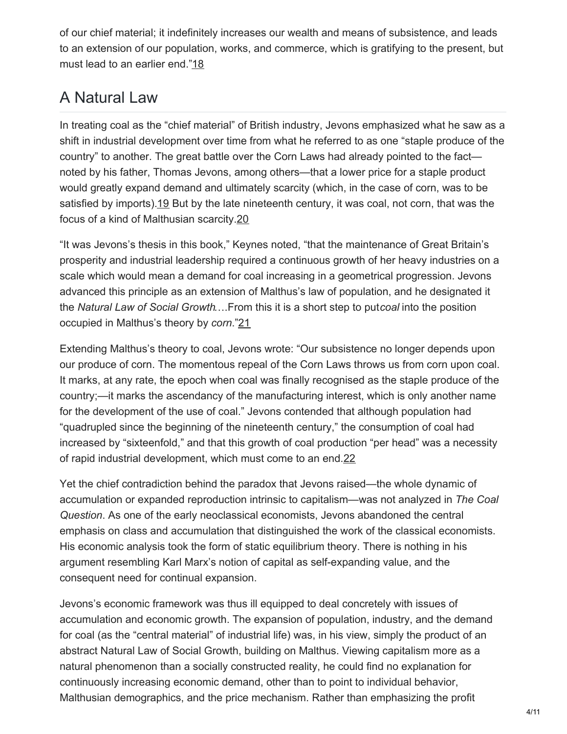of our chief material; it indefinitely increases our wealth and means of subsistence, and leads to an extension of our population, works, and commerce, which is gratifying to the present, but must lead to an earlier end."[18]

## A Natural Law

In treating coal as the "chief material" of British industry, Jevons emphasized what he saw as a shift in industrial development over time from what he referred to as one "staple produce of the country" to another. The great battle over the Corn Laws had already pointed to the fact—noted by his father, Thomas Jevons, among others—that a lower price for a staple product would greatly expand demand and ultimately scarcity (which, in the case of corn, was to be satisfied by imports).[19] But by the late nineteenth century, it was coal, not corn, that was the focus of a kind of Malthusian scarcity.[20]

"It was Jevons's thesis in this book," Keynes noted, "that the maintenance of Great Britain's prosperity and industrial leadership required a continuous growth of her heavy industries on a scale which would mean a demand for coal increasing in a geometrical progression. Jevons advanced this principle as an extension of Malthus's law of population, and he designated it the *Natural Law of Social Growth*….From this it is a short step to put *coal* into the position occupied in Malthus's theory by *corn*."[21]

Extending Malthus's theory to coal, Jevons wrote: "Our subsistence no longer depends upon our produce of corn. The momentous repeal of the Corn Laws throws us from corn upon coal. It marks, at any rate, the epoch when coal was finally recognised as the staple produce of the country;—it marks the ascendancy of the manufacturing interest, which is only another name for the development of the use of coal." Jevons contended that although population had "quadrupled since the beginning of the nineteenth century," the consumption of coal had increased by "sixteenfold," and that this growth of coal production "per head" was a necessity of rapid industrial development, which must come to an end.[22]

Yet the chief contradiction behind the paradox that Jevons raised—the whole dynamic of accumulation or expanded reproduction intrinsic to capitalism—was not analyzed in *The Coal Question*. As one of the early neoclassical economists, Jevons abandoned the central emphasis on class and accumulation that distinguished the work of the classical economists. His economic analysis took the form of static equilibrium theory. There is nothing in his argument resembling Karl Marx's notion of capital as self-expanding value, and the consequent need for continual expansion.

Jevons's economic framework was thus ill equipped to deal concretely with issues of accumulation and economic growth. The expansion of population, industry, and the demand for coal (as the "central material" of industrial life) was, in his view, simply the product of an abstract Natural Law of Social Growth, building on Malthus. Viewing capitalism more as a natural phenomenon than a socially constructed reality, he could find no explanation for continuously increasing economic demand, other than to point to individual behavior, Malthusian demographics, and the price mechanism. Rather than emphasizing the profit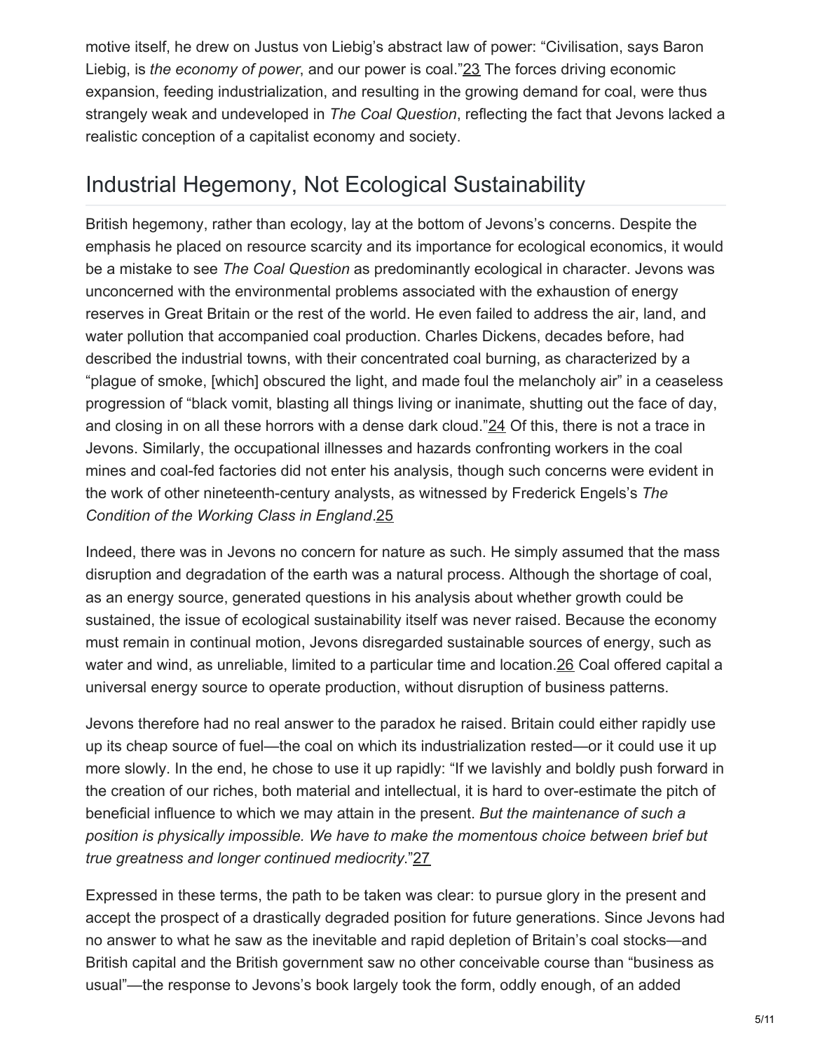motive itself, he drew on Justus von Liebig's abstract law of power: "Civilisation, says Baron Liebig, is *the economy of power*, and our power is coal."[23] The forces driving economic expansion, feeding industrialization, and resulting in the growing demand for coal, were thus strangely weak and undeveloped in *The Coal Question*, reflecting the fact that Jevons lacked a realistic conception of a capitalist economy and society.

## Industrial Hegemony, Not Ecological Sustainability

British hegemony, rather than ecology, lay at the bottom of Jevons's concerns. Despite the emphasis he placed on resource scarcity and its importance for ecological economics, it would be a mistake to see *The Coal Question* as predominantly ecological in character. Jevons was unconcerned with the environmental problems associated with the exhaustion of energy reserves in Great Britain or the rest of the world. He even failed to address the air, land, and water pollution that accompanied coal production. Charles Dickens, decades before, had described the industrial towns, with their concentrated coal burning, as characterized by a "plague of smoke, [which] obscured the light, and made foul the melancholy air" in a ceaseless progression of "black vomit, blasting all things living or inanimate, shutting out the face of day, and closing in on all these horrors with a dense dark cloud."[24] Of this, there is not a trace in Jevons. Similarly, the occupational illnesses and hazards confronting workers in the coal mines and coal-fed factories did not enter his analysis, though such concerns were evident in the work of other nineteenth-century analysts, as witnessed by Frederick Engels's *The Condition of the Working Class in England*.[25]

Indeed, there was in Jevons no concern for nature as such. He simply assumed that the mass disruption and degradation of the earth was a natural process. Although the shortage of coal, as an energy source, generated questions in his analysis about whether growth could be sustained, the issue of ecological sustainability itself was never raised. Because the economy must remain in continual motion, Jevons disregarded sustainable sources of energy, such as water and wind, as unreliable, limited to a particular time and location.[26] Coal offered capital a universal energy source to operate production, without disruption of business patterns.

Jevons therefore had no real answer to the paradox he raised. Britain could either rapidly use up its cheap source of fuel—the coal on which its industrialization rested—or it could use it up more slowly. In the end, he chose to use it up rapidly: "If we lavishly and boldly push forward in the creation of our riches, both material and intellectual, it is hard to over-estimate the pitch of beneficial influence to which we may attain in the present. *But the maintenance of such a position is physically impossible. We have to make the momentous choice between brief but true greatness and longer continued mediocrity*."[27]

Expressed in these terms, the path to be taken was clear: to pursue glory in the present and accept the prospect of a drastically degraded position for future generations. Since Jevons had no answer to what he saw as the inevitable and rapid depletion of Britain's coal stocks—and British capital and the British government saw no other conceivable course than "business as usual"—the response to Jevons's book largely took the form, oddly enough, of an added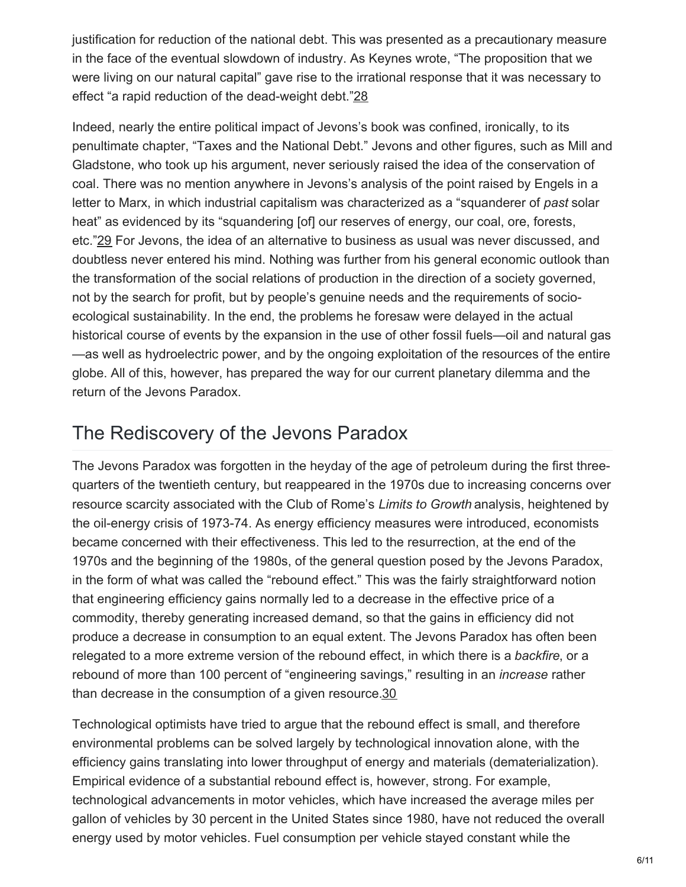justification for reduction of the national debt. This was presented as a precautionary measure in the face of the eventual slowdown of industry. As Keynes wrote, "The proposition that we were living on our natural capital" gave rise to the irrational response that it was necessary to effect "a rapid reduction of the dead-weight debt."[28]

Indeed, nearly the entire political impact of Jevons's book was confined, ironically, to its penultimate chapter, "Taxes and the National Debt." Jevons and other figures, such as Mill and Gladstone, who took up his argument, never seriously raised the idea of the conservation of coal. There was no mention anywhere in Jevons's analysis of the point raised by Engels in a letter to Marx, in which industrial capitalism was characterized as a "squanderer of *past* solar heat" as evidenced by its "squandering [of] our reserves of energy, our coal, ore, forests, etc."[29] For Jevons, the idea of an alternative to business as usual was never discussed, and doubtless never entered his mind. Nothing was further from his general economic outlook than the transformation of the social relations of production in the direction of a society governed, not by the search for profit, but by people's genuine needs and the requirements of socio-ecological sustainability. In the end, the problems he foresaw were delayed in the actual historical course of events by the expansion in the use of other fossil fuels—oil and natural gas—as well as hydroelectric power, and by the ongoing exploitation of the resources of the entire globe. All of this, however, has prepared the way for our current planetary dilemma and the return of the Jevons Paradox.

## The Rediscovery of the Jevons Paradox

The Jevons Paradox was forgotten in the heyday of the age of petroleum during the first three-quarters of the twentieth century, but reappeared in the 1970s due to increasing concerns over resource scarcity associated with the Club of Rome's *Limits to Growth* analysis, heightened by the oil-energy crisis of 1973-74. As energy efficiency measures were introduced, economists became concerned with their effectiveness. This led to the resurrection, at the end of the 1970s and the beginning of the 1980s, of the general question posed by the Jevons Paradox, in the form of what was called the "rebound effect." This was the fairly straightforward notion that engineering efficiency gains normally led to a decrease in the effective price of a commodity, thereby generating increased demand, so that the gains in efficiency did not produce a decrease in consumption to an equal extent. The Jevons Paradox has often been relegated to a more extreme version of the rebound effect, in which there is a *backfire*, or a rebound of more than 100 percent of "engineering savings," resulting in an *increase* rather than decrease in the consumption of a given resource.[30]

Technological optimists have tried to argue that the rebound effect is small, and therefore environmental problems can be solved largely by technological innovation alone, with the efficiency gains translating into lower throughput of energy and materials (dematerialization). Empirical evidence of a substantial rebound effect is, however, strong. For example, technological advancements in motor vehicles, which have increased the average miles per gallon of vehicles by 30 percent in the United States since 1980, have not reduced the overall energy used by motor vehicles. Fuel consumption per vehicle stayed constant while the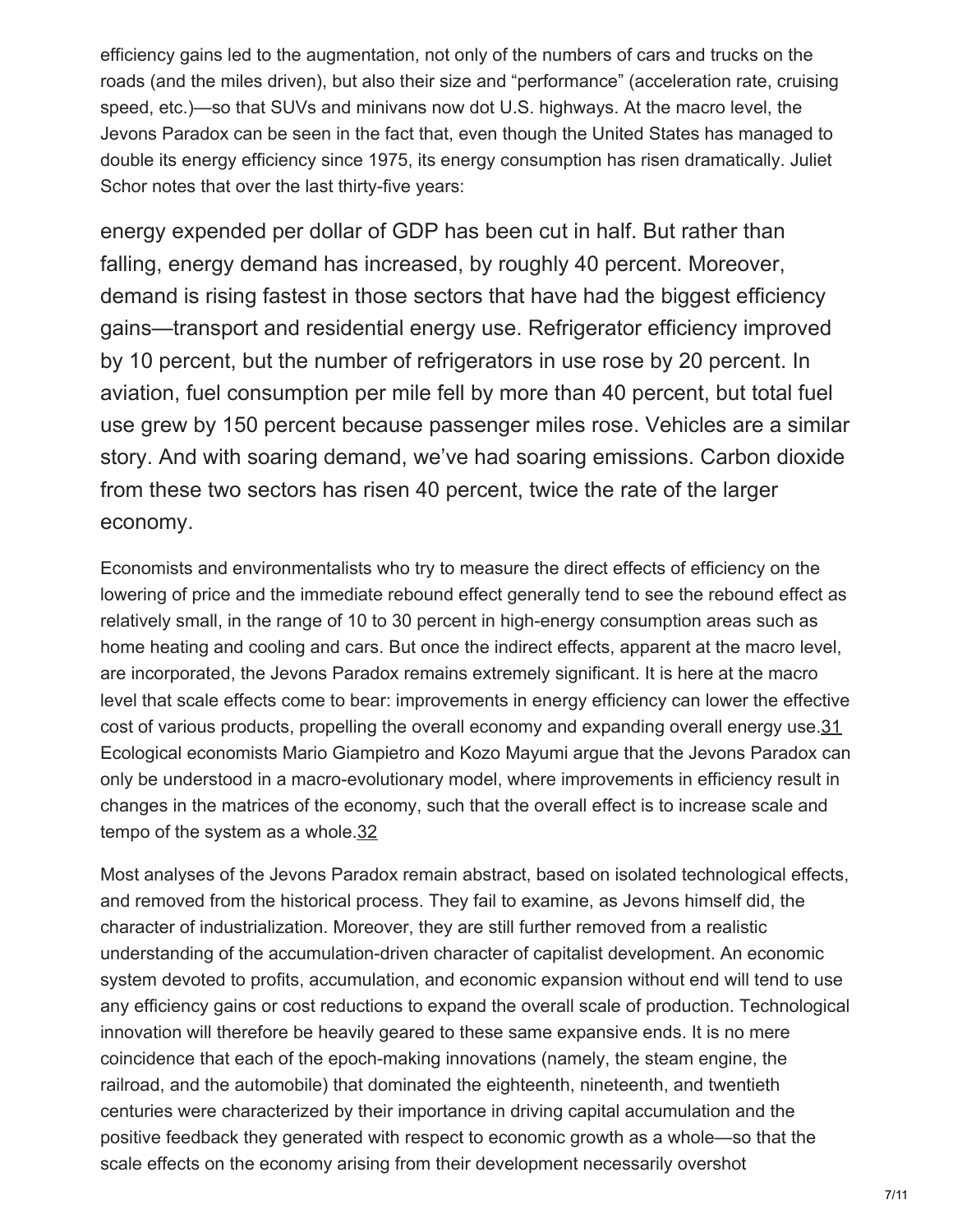efficiency gains led to the augmentation, not only of the numbers of cars and trucks on the roads (and the miles driven), but also their size and "performance" (acceleration rate, cruising speed, etc.)—so that SUVs and minivans now dot U.S. highways. At the macro level, the Jevons Paradox can be seen in the fact that, even though the United States has managed to double its energy efficiency since 1975, its energy consumption has risen dramatically. Juliet Schor notes that over the last thirty-five years:

> energy expended per dollar of GDP has been cut in half. But rather than falling, energy demand has increased, by roughly 40 percent. Moreover, demand is rising fastest in those sectors that have had the biggest efficiency gains—transport and residential energy use. Refrigerator efficiency improved by 10 percent, but the number of refrigerators in use rose by 20 percent. In aviation, fuel consumption per mile fell by more than 40 percent, but total fuel use grew by 150 percent because passenger miles rose. Vehicles are a similar story. And with soaring demand, we've had soaring emissions. Carbon dioxide from these two sectors has risen 40 percent, twice the rate of the larger economy.

Economists and environmentalists who try to measure the direct effects of efficiency on the lowering of price and the immediate rebound effect generally tend to see the rebound effect as relatively small, in the range of 10 to 30 percent in high-energy consumption areas such as home heating and cooling and cars. But once the indirect effects, apparent at the macro level, are incorporated, the Jevons Paradox remains extremely significant. It is here at the macro level that scale effects come to bear: improvements in energy efficiency can lower the effective cost of various products, propelling the overall economy and expanding overall energy use.[31] Ecological economists Mario Giampietro and Kozo Mayumi argue that the Jevons Paradox can only be understood in a macro-evolutionary model, where improvements in efficiency result in changes in the matrices of the economy, such that the overall effect is to increase scale and tempo of the system as a whole.[32]

Most analyses of the Jevons Paradox remain abstract, based on isolated technological effects, and removed from the historical process. They fail to examine, as Jevons himself did, the character of industrialization. Moreover, they are still further removed from a realistic understanding of the accumulation-driven character of capitalist development. An economic system devoted to profits, accumulation, and economic expansion without end will tend to use any efficiency gains or cost reductions to expand the overall scale of production. Technological innovation will therefore be heavily geared to these same expansive ends. It is no mere coincidence that each of the epoch-making innovations (namely, the steam engine, the railroad, and the automobile) that dominated the eighteenth, nineteenth, and twentieth centuries were characterized by their importance in driving capital accumulation and the positive feedback they generated with respect to economic growth as a whole—so that the scale effects on the economy arising from their development necessarily overshot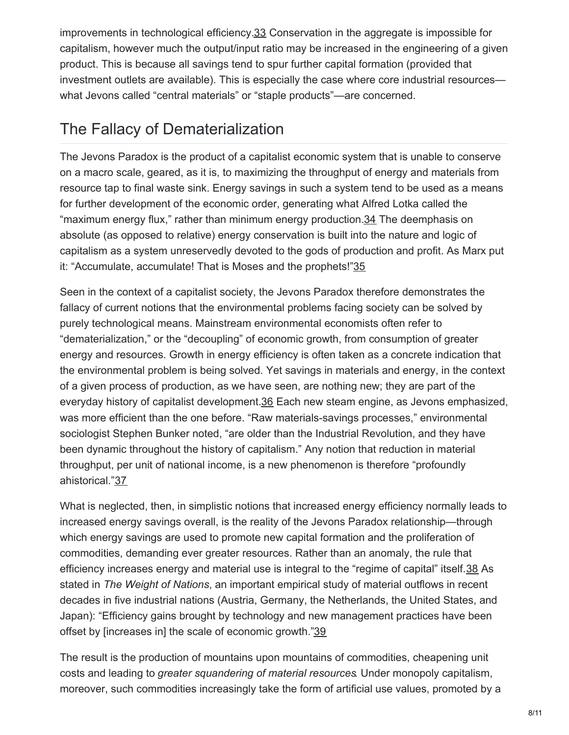improvements in technological efficiency.[33] Conservation in the aggregate is impossible for capitalism, however much the output/input ratio may be increased in the engineering of a given product. This is because all savings tend to spur further capital formation (provided that investment outlets are available). This is especially the case where core industrial resources—what Jevons called "central materials" or "staple products"—are concerned.

## The Fallacy of Dematerialization

The Jevons Paradox is the product of a capitalist economic system that is unable to conserve on a macro scale, geared, as it is, to maximizing the throughput of energy and materials from resource tap to final waste sink. Energy savings in such a system tend to be used as a means for further development of the economic order, generating what Alfred Lotka called the "maximum energy flux," rather than minimum energy production.[34] The deemphasis on absolute (as opposed to relative) energy conservation is built into the nature and logic of capitalism as a system unreservedly devoted to the gods of production and profit. As Marx put it: "Accumulate, accumulate! That is Moses and the prophets!"[35]

Seen in the context of a capitalist society, the Jevons Paradox therefore demonstrates the fallacy of current notions that the environmental problems facing society can be solved by purely technological means. Mainstream environmental economists often refer to "dematerialization," or the "decoupling" of economic growth, from consumption of greater energy and resources. Growth in energy efficiency is often taken as a concrete indication that the environmental problem is being solved. Yet savings in materials and energy, in the context of a given process of production, as we have seen, are nothing new; they are part of the everyday history of capitalist development.[36] Each new steam engine, as Jevons emphasized, was more efficient than the one before. "Raw materials-savings processes," environmental sociologist Stephen Bunker noted, "are older than the Industrial Revolution, and they have been dynamic throughout the history of capitalism." Any notion that reduction in material throughput, per unit of national income, is a new phenomenon is therefore "profoundly ahistorical."[37]

What is neglected, then, in simplistic notions that increased energy efficiency normally leads to increased energy savings overall, is the reality of the Jevons Paradox relationship—through which energy savings are used to promote new capital formation and the proliferation of commodities, demanding ever greater resources. Rather than an anomaly, the rule that efficiency increases energy and material use is integral to the "regime of capital" itself.[38] As stated in *The Weight of Nations*, an important empirical study of material outflows in recent decades in five industrial nations (Austria, Germany, the Netherlands, the United States, and Japan): "Efficiency gains brought by technology and new management practices have been offset by [increases in] the scale of economic growth."[39]

The result is the production of mountains upon mountains of commodities, cheapening unit costs and leading to *greater squandering of material resources*. Under monopoly capitalism, moreover, such commodities increasingly take the form of artificial use values, promoted by a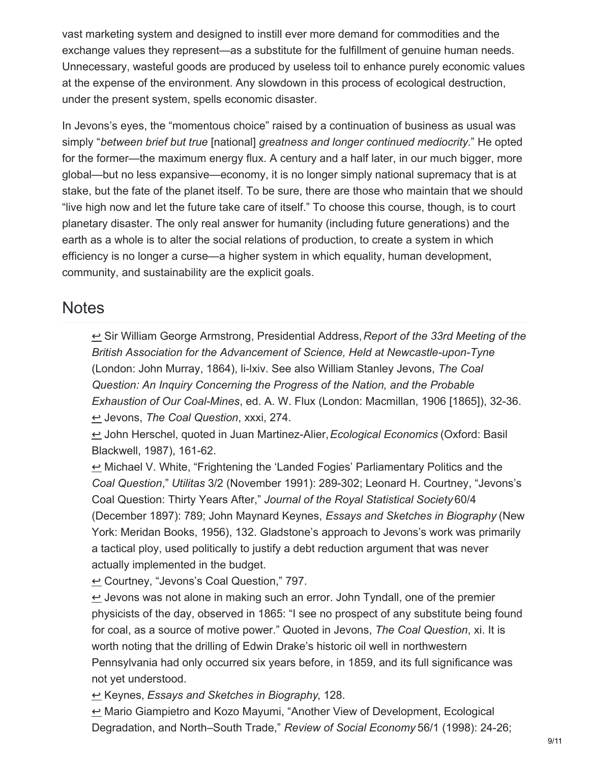vast marketing system and designed to instill ever more demand for commodities and the exchange values they represent—as a substitute for the fulfillment of genuine human needs. Unnecessary, wasteful goods are produced by useless toil to enhance purely economic values at the expense of the environment. Any slowdown in this process of ecological destruction, under the present system, spells economic disaster.

In Jevons's eyes, the "momentous choice" raised by a continuation of business as usual was simply "*between brief but true* [national] *greatness and longer continued mediocrity*." He opted for the former—the maximum energy flux. A century and a half later, in our much bigger, more global—but no less expansive—economy, it is no longer simply national supremacy that is at stake, but the fate of the planet itself. To be sure, there are those who maintain that we should "live high now and let the future take care of itself." To choose this course, though, is to court planetary disaster. The only real answer for humanity (including future generations) and the earth as a whole is to alter the social relations of production, to create a system in which efficiency is no longer a curse—a higher system in which equality, human development, community, and sustainability are the explicit goals.

## Notes

↩ Sir William George Armstrong, Presidential Address, *Report of the 33rd Meeting of the British Association for the Advancement of Science, Held at Newcastle-upon-Tyne* (London: John Murray, 1864), li-lxiv. See also William Stanley Jevons, *The Coal Question: An Inquiry Concerning the Progress of the Nation, and the Probable Exhaustion of Our Coal-Mines*, ed. A. W. Flux (London: Macmillan, 1906 [1865]), 32-36.
↩ Jevons, *The Coal Question*, xxxi, 274.
↩ John Herschel, quoted in Juan Martinez-Alier, *Ecological Economics* (Oxford: Basil Blackwell, 1987), 161-62.
↩ Michael V. White, "Frightening the 'Landed Fogies' Parliamentary Politics and the *Coal Question*," *Utilitas* 3/2 (November 1991): 289-302; Leonard H. Courtney, "Jevons's Coal Question: Thirty Years After," *Journal of the Royal Statistical Society* 60/4 (December 1897): 789; John Maynard Keynes, *Essays and Sketches in Biography* (New York: Meridan Books, 1956), 132. Gladstone's approach to Jevons's work was primarily a tactical ploy, used politically to justify a debt reduction argument that was never actually implemented in the budget.
↩ Courtney, "Jevons's Coal Question," 797.
↩ Jevons was not alone in making such an error. John Tyndall, one of the premier physicists of the day, observed in 1865: "I see no prospect of any substitute being found for coal, as a source of motive power." Quoted in Jevons, *The Coal Question*, xi. It is worth noting that the drilling of Edwin Drake's historic oil well in northwestern Pennsylvania had only occurred six years before, in 1859, and its full significance was not yet understood.
↩ Keynes, *Essays and Sketches in Biography*, 128.
↩ Mario Giampietro and Kozo Mayumi, "Another View of Development, Ecological Degradation, and North–South Trade," *Review of Social Economy* 56/1 (1998): 24-26;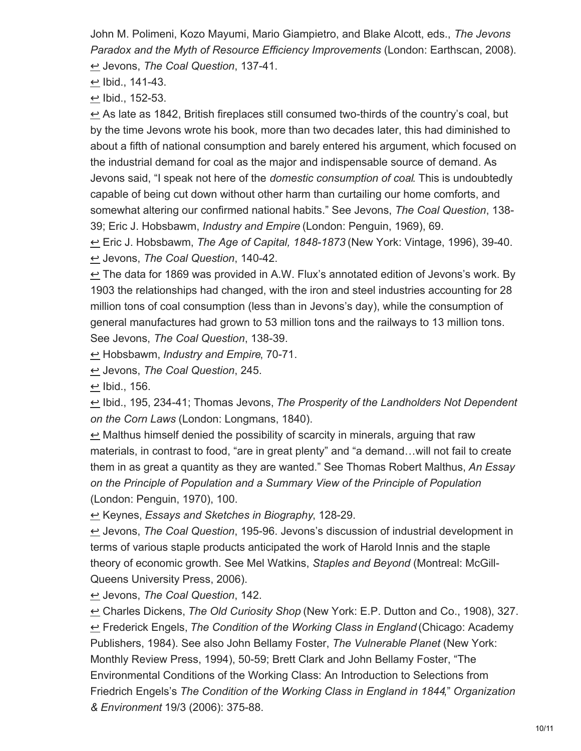John M. Polimeni, Kozo Mayumi, Mario Giampietro, and Blake Alcott, eds., *The Jevons Paradox and the Myth of Resource Efficiency Improvements* (London: Earthscan, 2008).

↩ Jevons, *The Coal Question*, 137-41.

↩ Ibid., 141-43.

↩ Ibid., 152-53.

↩ As late as 1842, British fireplaces still consumed two-thirds of the country's coal, but by the time Jevons wrote his book, more than two decades later, this had diminished to about a fifth of national consumption and barely entered his argument, which focused on the industrial demand for coal as the major and indispensable source of demand. As Jevons said, "I speak not here of the *domestic consumption of coal*. This is undoubtedly capable of being cut down without other harm than curtailing our home comforts, and somewhat altering our confirmed national habits." See Jevons, *The Coal Question*, 138-39; Eric J. Hobsbawm, *Industry and Empire* (London: Penguin, 1969), 69.

↩ Eric J. Hobsbawm, *The Age of Capital, 1848-1873* (New York: Vintage, 1996), 39-40.

↩ Jevons, *The Coal Question*, 140-42.

↩ The data for 1869 was provided in A.W. Flux's annotated edition of Jevons's work. By 1903 the relationships had changed, with the iron and steel industries accounting for 28 million tons of coal consumption (less than in Jevons's day), while the consumption of general manufactures had grown to 53 million tons and the railways to 13 million tons. See Jevons, *The Coal Question*, 138-39.

↩ Hobsbawm, *Industry and Empire*, 70-71.

↩ Jevons, *The Coal Question*, 245.

↩ Ibid., 156.

↩ Ibid., 195, 234-41; Thomas Jevons, *The Prosperity of the Landholders Not Dependent on the Corn Laws* (London: Longmans, 1840).

↩ Malthus himself denied the possibility of scarcity in minerals, arguing that raw materials, in contrast to food, "are in great plenty" and "a demand…will not fail to create them in as great a quantity as they are wanted." See Thomas Robert Malthus, *An Essay on the Principle of Population and a Summary View of the Principle of Population* (London: Penguin, 1970), 100.

↩ Keynes, *Essays and Sketches in Biography*, 128-29.

↩ Jevons, *The Coal Question*, 195-96. Jevons's discussion of industrial development in terms of various staple products anticipated the work of Harold Innis and the staple theory of economic growth. See Mel Watkins, *Staples and Beyond* (Montreal: McGill-Queens University Press, 2006).

↩ Jevons, *The Coal Question*, 142.

↩ Charles Dickens, *The Old Curiosity Shop* (New York: E.P. Dutton and Co., 1908), 327.

↩ Frederick Engels, *The Condition of the Working Class in England* (Chicago: Academy Publishers, 1984). See also John Bellamy Foster, *The Vulnerable Planet* (New York: Monthly Review Press, 1994), 50-59; Brett Clark and John Bellamy Foster, "The Environmental Conditions of the Working Class: An Introduction to Selections from Friedrich Engels's *The Condition of the Working Class in England in 1844*," *Organization & Environment* 19/3 (2006): 375-88.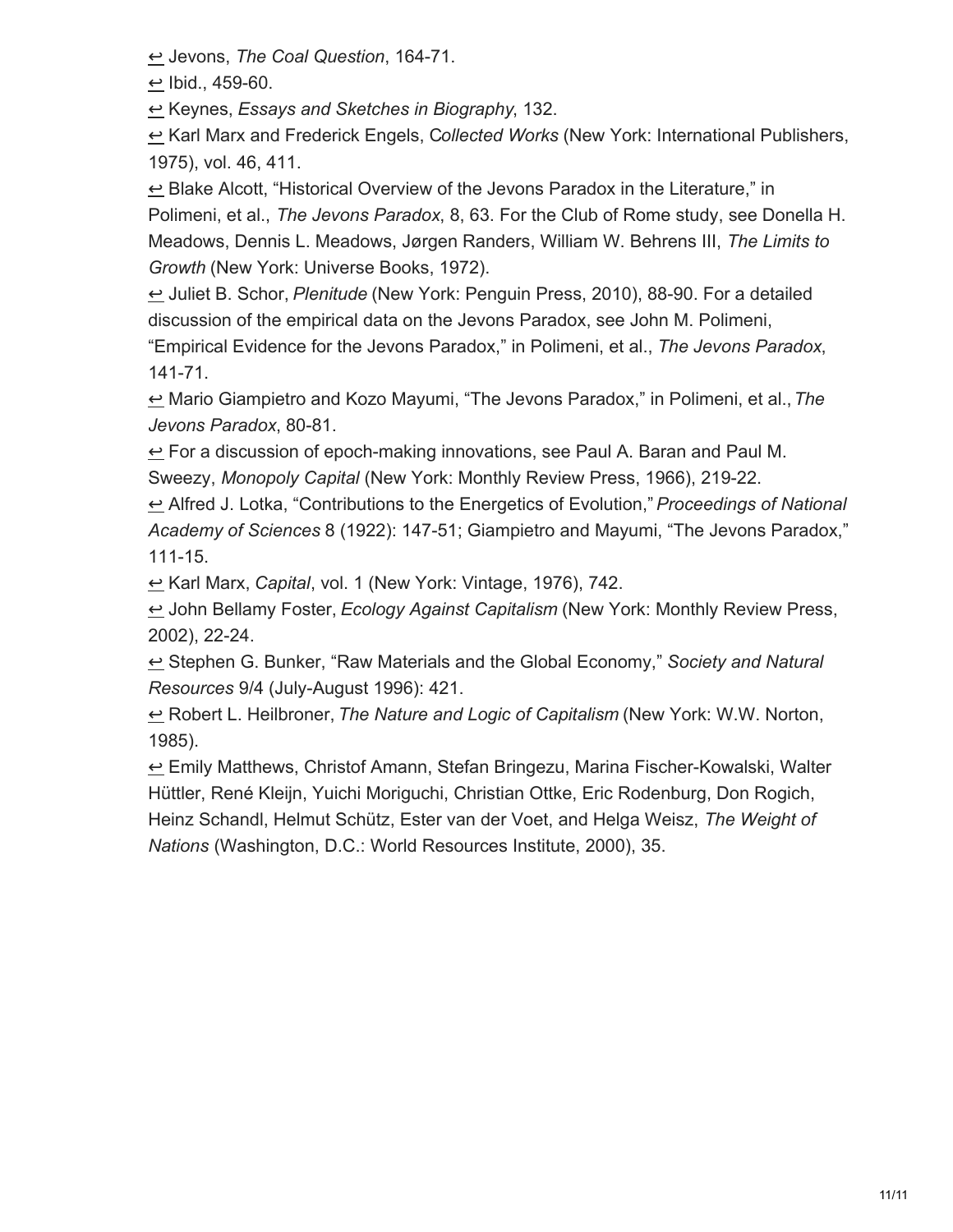↩ Jevons, *The Coal Question*, 164-71.

↩ Ibid., 459-60.

↩ Keynes, *Essays and Sketches in Biography*, 132.

↩ Karl Marx and Frederick Engels, *Collected Works* (New York: International Publishers, 1975), vol. 46, 411.

↩ Blake Alcott, "Historical Overview of the Jevons Paradox in the Literature," in Polimeni, et al., *The Jevons Paradox*, 8, 63. For the Club of Rome study, see Donella H. Meadows, Dennis L. Meadows, Jørgen Randers, William W. Behrens III, *The Limits to Growth* (New York: Universe Books, 1972).

↩ Juliet B. Schor, *Plenitude* (New York: Penguin Press, 2010), 88-90. For a detailed discussion of the empirical data on the Jevons Paradox, see John M. Polimeni, "Empirical Evidence for the Jevons Paradox," in Polimeni, et al., *The Jevons Paradox*, 141-71.

↩ Mario Giampietro and Kozo Mayumi, "The Jevons Paradox," in Polimeni, et al., *The Jevons Paradox*, 80-81.

↩ For a discussion of epoch-making innovations, see Paul A. Baran and Paul M. Sweezy, *Monopoly Capital* (New York: Monthly Review Press, 1966), 219-22.

↩ Alfred J. Lotka, "Contributions to the Energetics of Evolution," *Proceedings of National Academy of Sciences* 8 (1922): 147-51; Giampietro and Mayumi, "The Jevons Paradox," 111-15.

↩ Karl Marx, *Capital*, vol. 1 (New York: Vintage, 1976), 742.

↩ John Bellamy Foster, *Ecology Against Capitalism* (New York: Monthly Review Press, 2002), 22-24.

↩ Stephen G. Bunker, "Raw Materials and the Global Economy," *Society and Natural Resources* 9/4 (July-August 1996): 421.

↩ Robert L. Heilbroner, *The Nature and Logic of Capitalism* (New York: W.W. Norton, 1985).

↩ Emily Matthews, Christof Amann, Stefan Bringezu, Marina Fischer-Kowalski, Walter Hüttler, René Kleijn, Yuichi Moriguchi, Christian Ottke, Eric Rodenburg, Don Rogich, Heinz Schandl, Helmut Schütz, Ester van der Voet, and Helga Weisz, *The Weight of Nations* (Washington, D.C.: World Resources Institute, 2000), 35.